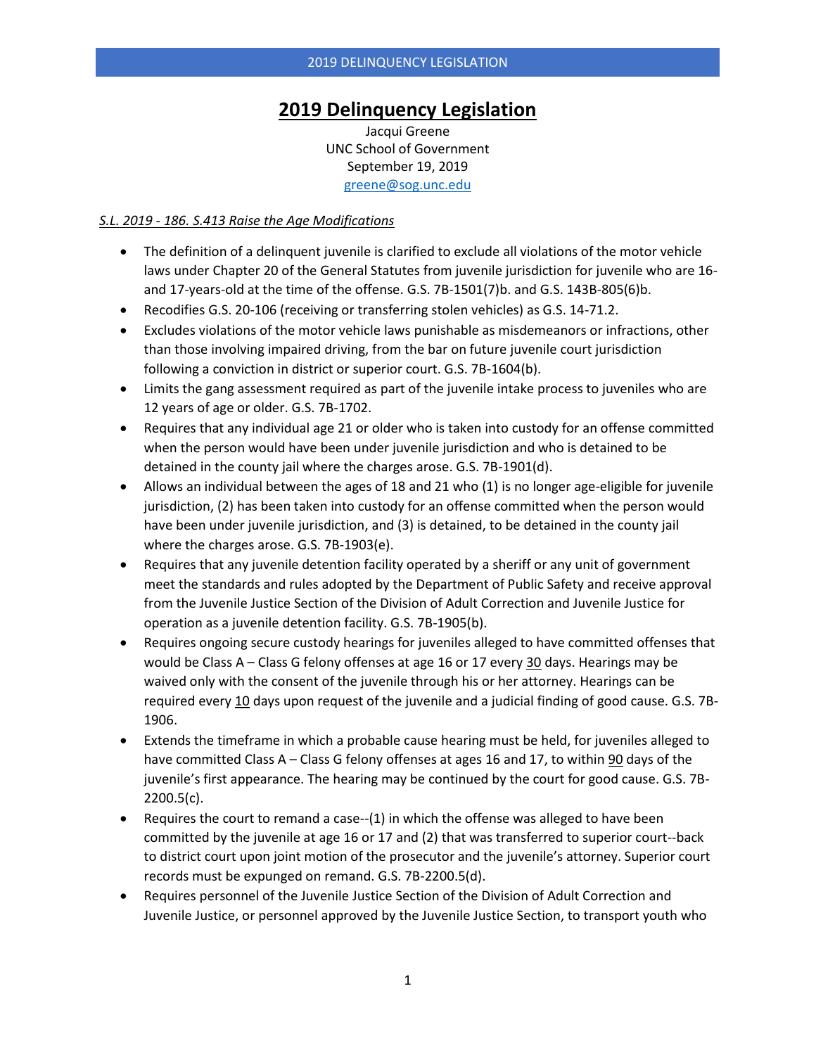# 2019 Delinquency Legislation

Jacqui Greene
UNC School of Government
September 19, 2019
greene@sog.unc.edu

*S.L. 2019 - 186. S.413 Raise the Age Modifications*

- The definition of a delinquent juvenile is clarified to exclude all violations of the motor vehicle laws under Chapter 20 of the General Statutes from juvenile jurisdiction for juvenile who are 16- and 17-years-old at the time of the offense. G.S. 7B-1501(7)b. and G.S. 143B-805(6)b.
- Recodifies G.S. 20-106 (receiving or transferring stolen vehicles) as G.S. 14-71.2.
- Excludes violations of the motor vehicle laws punishable as misdemeanors or infractions, other than those involving impaired driving, from the bar on future juvenile court jurisdiction following a conviction in district or superior court. G.S. 7B-1604(b).
- Limits the gang assessment required as part of the juvenile intake process to juveniles who are 12 years of age or older. G.S. 7B-1702.
- Requires that any individual age 21 or older who is taken into custody for an offense committed when the person would have been under juvenile jurisdiction and who is detained to be detained in the county jail where the charges arose. G.S. 7B-1901(d).
- Allows an individual between the ages of 18 and 21 who (1) is no longer age-eligible for juvenile jurisdiction, (2) has been taken into custody for an offense committed when the person would have been under juvenile jurisdiction, and (3) is detained, to be detained in the county jail where the charges arose. G.S. 7B-1903(e).
- Requires that any juvenile detention facility operated by a sheriff or any unit of government meet the standards and rules adopted by the Department of Public Safety and receive approval from the Juvenile Justice Section of the Division of Adult Correction and Juvenile Justice for operation as a juvenile detention facility. G.S. 7B-1905(b).
- Requires ongoing secure custody hearings for juveniles alleged to have committed offenses that would be Class A – Class G felony offenses at age 16 or 17 every <u>30</u> days. Hearings may be waived only with the consent of the juvenile through his or her attorney. Hearings can be required every <u>10</u> days upon request of the juvenile and a judicial finding of good cause. G.S. 7B-1906.
- Extends the timeframe in which a probable cause hearing must be held, for juveniles alleged to have committed Class A – Class G felony offenses at ages 16 and 17, to within <u>90</u> days of the juvenile's first appearance. The hearing may be continued by the court for good cause. G.S. 7B-2200.5(c).
- Requires the court to remand a case--(1) in which the offense was alleged to have been committed by the juvenile at age 16 or 17 and (2) that was transferred to superior court--back to district court upon joint motion of the prosecutor and the juvenile's attorney. Superior court records must be expunged on remand. G.S. 7B-2200.5(d).
- Requires personnel of the Juvenile Justice Section of the Division of Adult Correction and Juvenile Justice, or personnel approved by the Juvenile Justice Section, to transport youth who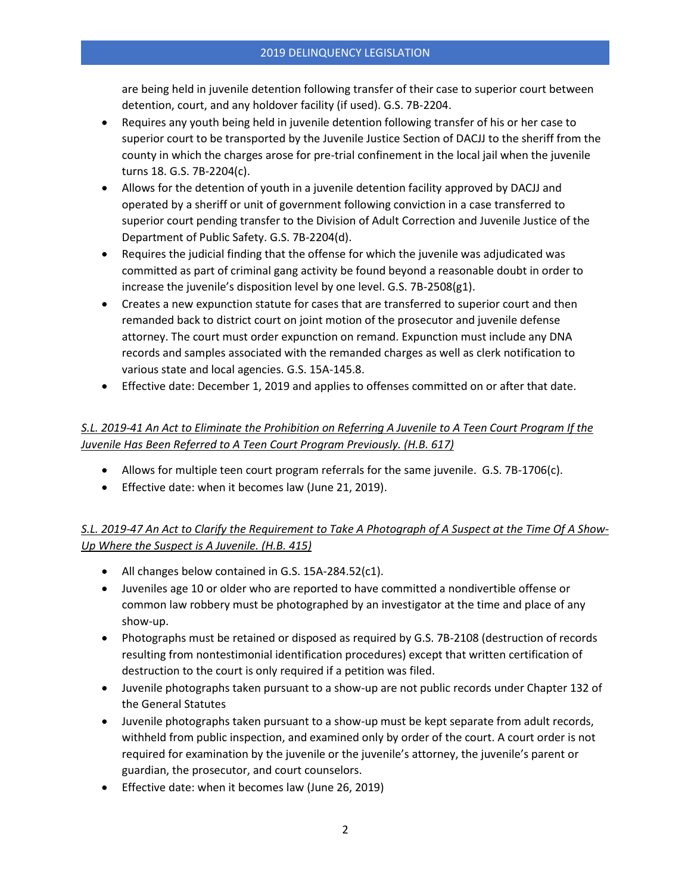are being held in juvenile detention following transfer of their case to superior court between detention, court, and any holdover facility (if used). G.S. 7B-2204.

- Requires any youth being held in juvenile detention following transfer of his or her case to superior court to be transported by the Juvenile Justice Section of DACJJ to the sheriff from the county in which the charges arose for pre-trial confinement in the local jail when the juvenile turns 18. G.S. 7B-2204(c).
- Allows for the detention of youth in a juvenile detention facility approved by DACJJ and operated by a sheriff or unit of government following conviction in a case transferred to superior court pending transfer to the Division of Adult Correction and Juvenile Justice of the Department of Public Safety. G.S. 7B-2204(d).
- Requires the judicial finding that the offense for which the juvenile was adjudicated was committed as part of criminal gang activity be found beyond a reasonable doubt in order to increase the juvenile's disposition level by one level. G.S. 7B-2508(g1).
- Creates a new expunction statute for cases that are transferred to superior court and then remanded back to district court on joint motion of the prosecutor and juvenile defense attorney. The court must order expunction on remand. Expunction must include any DNA records and samples associated with the remanded charges as well as clerk notification to various state and local agencies. G.S. 15A-145.8.
- Effective date: December 1, 2019 and applies to offenses committed on or after that date.

*S.L. 2019-41 An Act to Eliminate the Prohibition on Referring A Juvenile to A Teen Court Program If the Juvenile Has Been Referred to A Teen Court Program Previously. (H.B. 617)*

- Allows for multiple teen court program referrals for the same juvenile. G.S. 7B-1706(c).
- Effective date: when it becomes law (June 21, 2019).

*S.L. 2019-47 An Act to Clarify the Requirement to Take A Photograph of A Suspect at the Time Of A Show-Up Where the Suspect is A Juvenile. (H.B. 415)*

- All changes below contained in G.S. 15A-284.52(c1).
- Juveniles age 10 or older who are reported to have committed a nondivertible offense or common law robbery must be photographed by an investigator at the time and place of any show-up.
- Photographs must be retained or disposed as required by G.S. 7B-2108 (destruction of records resulting from nontestimonial identification procedures) except that written certification of destruction to the court is only required if a petition was filed.
- Juvenile photographs taken pursuant to a show-up are not public records under Chapter 132 of the General Statutes
- Juvenile photographs taken pursuant to a show-up must be kept separate from adult records, withheld from public inspection, and examined only by order of the court. A court order is not required for examination by the juvenile or the juvenile's attorney, the juvenile's parent or guardian, the prosecutor, and court counselors.
- Effective date: when it becomes law (June 26, 2019)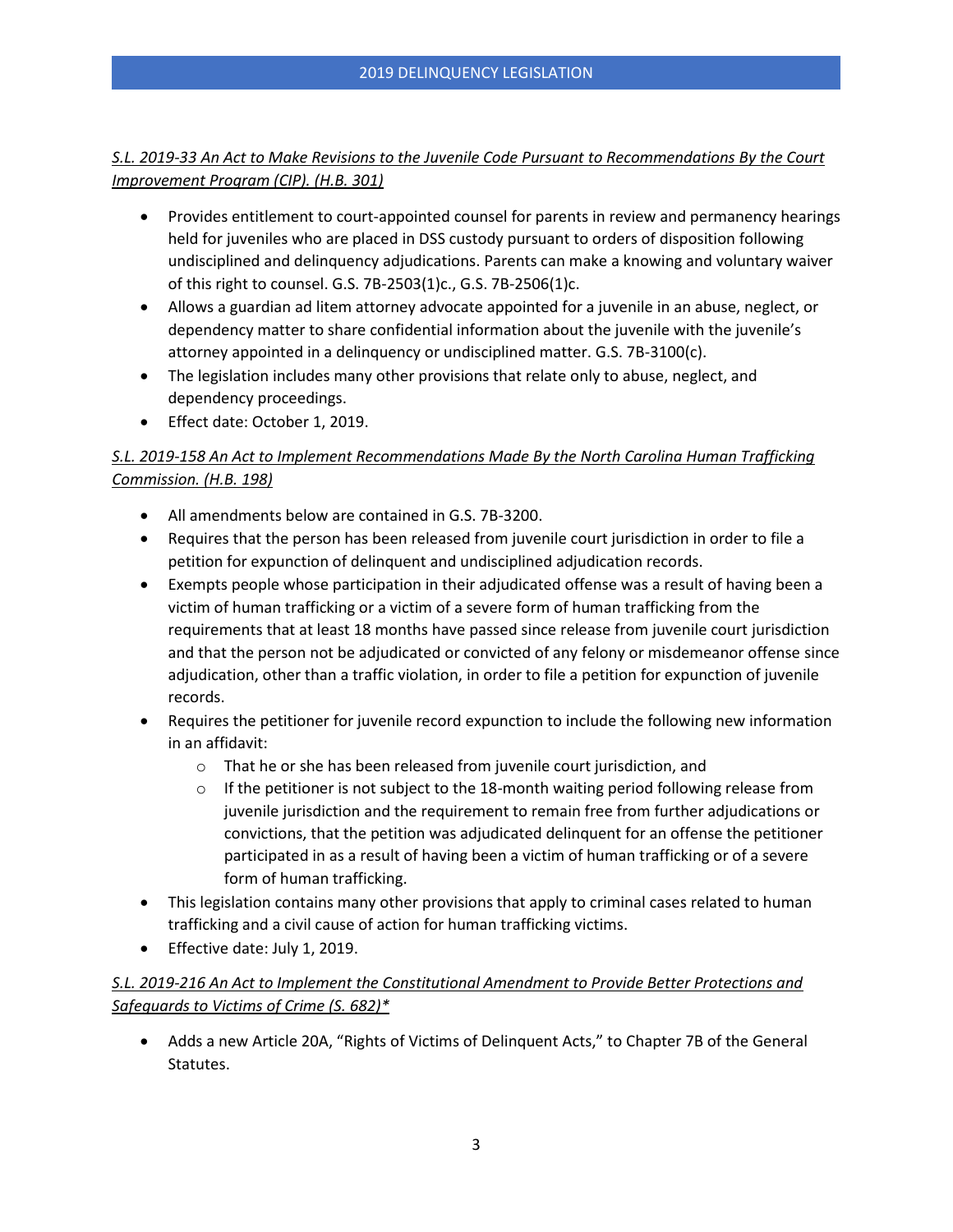*S.L. 2019-33 An Act to Make Revisions to the Juvenile Code Pursuant to Recommendations By the Court Improvement Program (CIP). (H.B. 301)*

- Provides entitlement to court-appointed counsel for parents in review and permanency hearings held for juveniles who are placed in DSS custody pursuant to orders of disposition following undisciplined and delinquency adjudications. Parents can make a knowing and voluntary waiver of this right to counsel. G.S. 7B-2503(1)c., G.S. 7B-2506(1)c.
- Allows a guardian ad litem attorney advocate appointed for a juvenile in an abuse, neglect, or dependency matter to share confidential information about the juvenile with the juvenile's attorney appointed in a delinquency or undisciplined matter. G.S. 7B-3100(c).
- The legislation includes many other provisions that relate only to abuse, neglect, and dependency proceedings.
- Effect date: October 1, 2019.

*S.L. 2019-158 An Act to Implement Recommendations Made By the North Carolina Human Trafficking Commission. (H.B. 198)*

- All amendments below are contained in G.S. 7B-3200.
- Requires that the person has been released from juvenile court jurisdiction in order to file a petition for expunction of delinquent and undisciplined adjudication records.
- Exempts people whose participation in their adjudicated offense was a result of having been a victim of human trafficking or a victim of a severe form of human trafficking from the requirements that at least 18 months have passed since release from juvenile court jurisdiction and that the person not be adjudicated or convicted of any felony or misdemeanor offense since adjudication, other than a traffic violation, in order to file a petition for expunction of juvenile records.
- Requires the petitioner for juvenile record expunction to include the following new information in an affidavit:
  - That he or she has been released from juvenile court jurisdiction, and
  - If the petitioner is not subject to the 18-month waiting period following release from juvenile jurisdiction and the requirement to remain free from further adjudications or convictions, that the petition was adjudicated delinquent for an offense the petitioner participated in as a result of having been a victim of human trafficking or of a severe form of human trafficking.
- This legislation contains many other provisions that apply to criminal cases related to human trafficking and a civil cause of action for human trafficking victims.
- Effective date: July 1, 2019.

*S.L. 2019-216 An Act to Implement the Constitutional Amendment to Provide Better Protections and Safeguards to Victims of Crime (S. 682)**

- Adds a new Article 20A, "Rights of Victims of Delinquent Acts," to Chapter 7B of the General Statutes.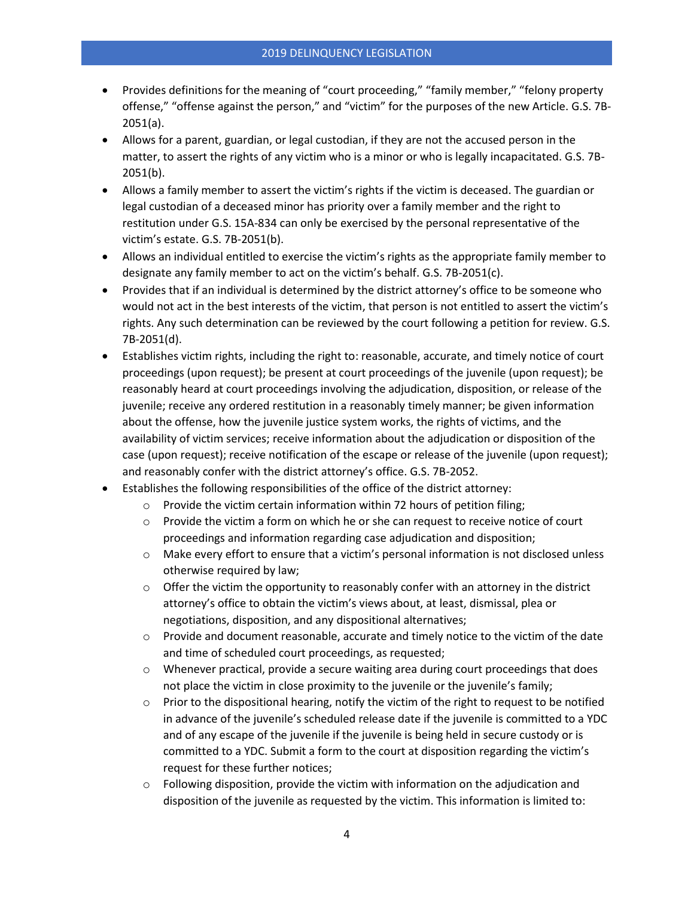- Provides definitions for the meaning of "court proceeding," "family member," "felony property offense," "offense against the person," and "victim" for the purposes of the new Article. G.S. 7B-2051(a).
- Allows for a parent, guardian, or legal custodian, if they are not the accused person in the matter, to assert the rights of any victim who is a minor or who is legally incapacitated. G.S. 7B-2051(b).
- Allows a family member to assert the victim's rights if the victim is deceased. The guardian or legal custodian of a deceased minor has priority over a family member and the right to restitution under G.S. 15A-834 can only be exercised by the personal representative of the victim's estate. G.S. 7B-2051(b).
- Allows an individual entitled to exercise the victim's rights as the appropriate family member to designate any family member to act on the victim's behalf. G.S. 7B-2051(c).
- Provides that if an individual is determined by the district attorney's office to be someone who would not act in the best interests of the victim, that person is not entitled to assert the victim's rights. Any such determination can be reviewed by the court following a petition for review. G.S. 7B-2051(d).
- Establishes victim rights, including the right to: reasonable, accurate, and timely notice of court proceedings (upon request); be present at court proceedings of the juvenile (upon request); be reasonably heard at court proceedings involving the adjudication, disposition, or release of the juvenile; receive any ordered restitution in a reasonably timely manner; be given information about the offense, how the juvenile justice system works, the rights of victims, and the availability of victim services; receive information about the adjudication or disposition of the case (upon request); receive notification of the escape or release of the juvenile (upon request); and reasonably confer with the district attorney's office. G.S. 7B-2052.
- Establishes the following responsibilities of the office of the district attorney:
  - Provide the victim certain information within 72 hours of petition filing;
  - Provide the victim a form on which he or she can request to receive notice of court proceedings and information regarding case adjudication and disposition;
  - Make every effort to ensure that a victim's personal information is not disclosed unless otherwise required by law;
  - Offer the victim the opportunity to reasonably confer with an attorney in the district attorney's office to obtain the victim's views about, at least, dismissal, plea or negotiations, disposition, and any dispositional alternatives;
  - Provide and document reasonable, accurate and timely notice to the victim of the date and time of scheduled court proceedings, as requested;
  - Whenever practical, provide a secure waiting area during court proceedings that does not place the victim in close proximity to the juvenile or the juvenile's family;
  - Prior to the dispositional hearing, notify the victim of the right to request to be notified in advance of the juvenile's scheduled release date if the juvenile is committed to a YDC and of any escape of the juvenile if the juvenile is being held in secure custody or is committed to a YDC. Submit a form to the court at disposition regarding the victim's request for these further notices;
  - Following disposition, provide the victim with information on the adjudication and disposition of the juvenile as requested by the victim. This information is limited to: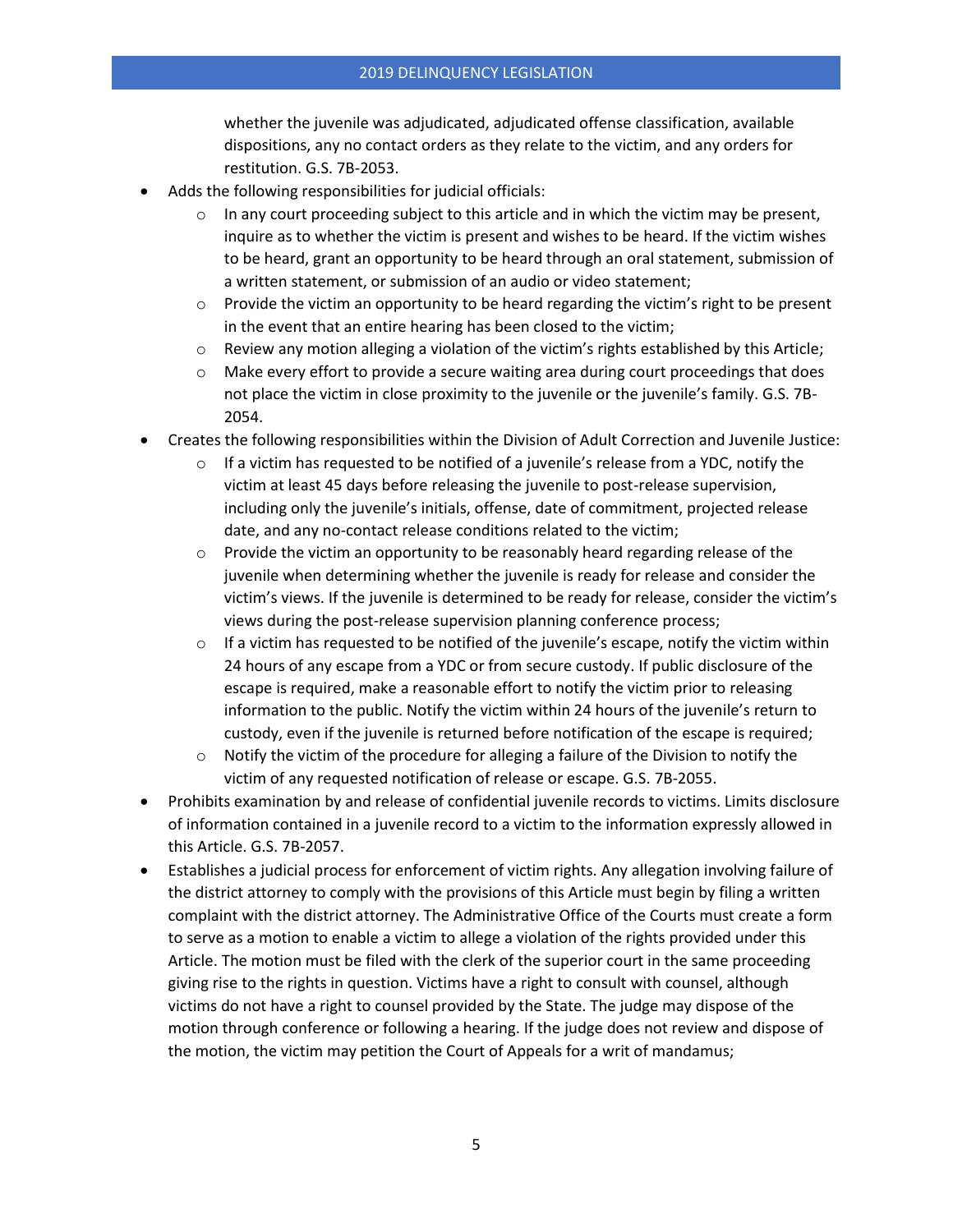whether the juvenile was adjudicated, adjudicated offense classification, available dispositions, any no contact orders as they relate to the victim, and any orders for restitution. G.S. 7B-2053.

- Adds the following responsibilities for judicial officials:
  - In any court proceeding subject to this article and in which the victim may be present, inquire as to whether the victim is present and wishes to be heard. If the victim wishes to be heard, grant an opportunity to be heard through an oral statement, submission of a written statement, or submission of an audio or video statement;
  - Provide the victim an opportunity to be heard regarding the victim's right to be present in the event that an entire hearing has been closed to the victim;
  - Review any motion alleging a violation of the victim's rights established by this Article;
  - Make every effort to provide a secure waiting area during court proceedings that does not place the victim in close proximity to the juvenile or the juvenile's family. G.S. 7B-2054.
- Creates the following responsibilities within the Division of Adult Correction and Juvenile Justice:
  - If a victim has requested to be notified of a juvenile's release from a YDC, notify the victim at least 45 days before releasing the juvenile to post-release supervision, including only the juvenile's initials, offense, date of commitment, projected release date, and any no-contact release conditions related to the victim;
  - Provide the victim an opportunity to be reasonably heard regarding release of the juvenile when determining whether the juvenile is ready for release and consider the victim's views. If the juvenile is determined to be ready for release, consider the victim's views during the post-release supervision planning conference process;
  - If a victim has requested to be notified of the juvenile's escape, notify the victim within 24 hours of any escape from a YDC or from secure custody. If public disclosure of the escape is required, make a reasonable effort to notify the victim prior to releasing information to the public. Notify the victim within 24 hours of the juvenile's return to custody, even if the juvenile is returned before notification of the escape is required;
  - Notify the victim of the procedure for alleging a failure of the Division to notify the victim of any requested notification of release or escape. G.S. 7B-2055.
- Prohibits examination by and release of confidential juvenile records to victims. Limits disclosure of information contained in a juvenile record to a victim to the information expressly allowed in this Article. G.S. 7B-2057.
- Establishes a judicial process for enforcement of victim rights. Any allegation involving failure of the district attorney to comply with the provisions of this Article must begin by filing a written complaint with the district attorney. The Administrative Office of the Courts must create a form to serve as a motion to enable a victim to allege a violation of the rights provided under this Article. The motion must be filed with the clerk of the superior court in the same proceeding giving rise to the rights in question. Victims have a right to consult with counsel, although victims do not have a right to counsel provided by the State. The judge may dispose of the motion through conference or following a hearing. If the judge does not review and dispose of the motion, the victim may petition the Court of Appeals for a writ of mandamus;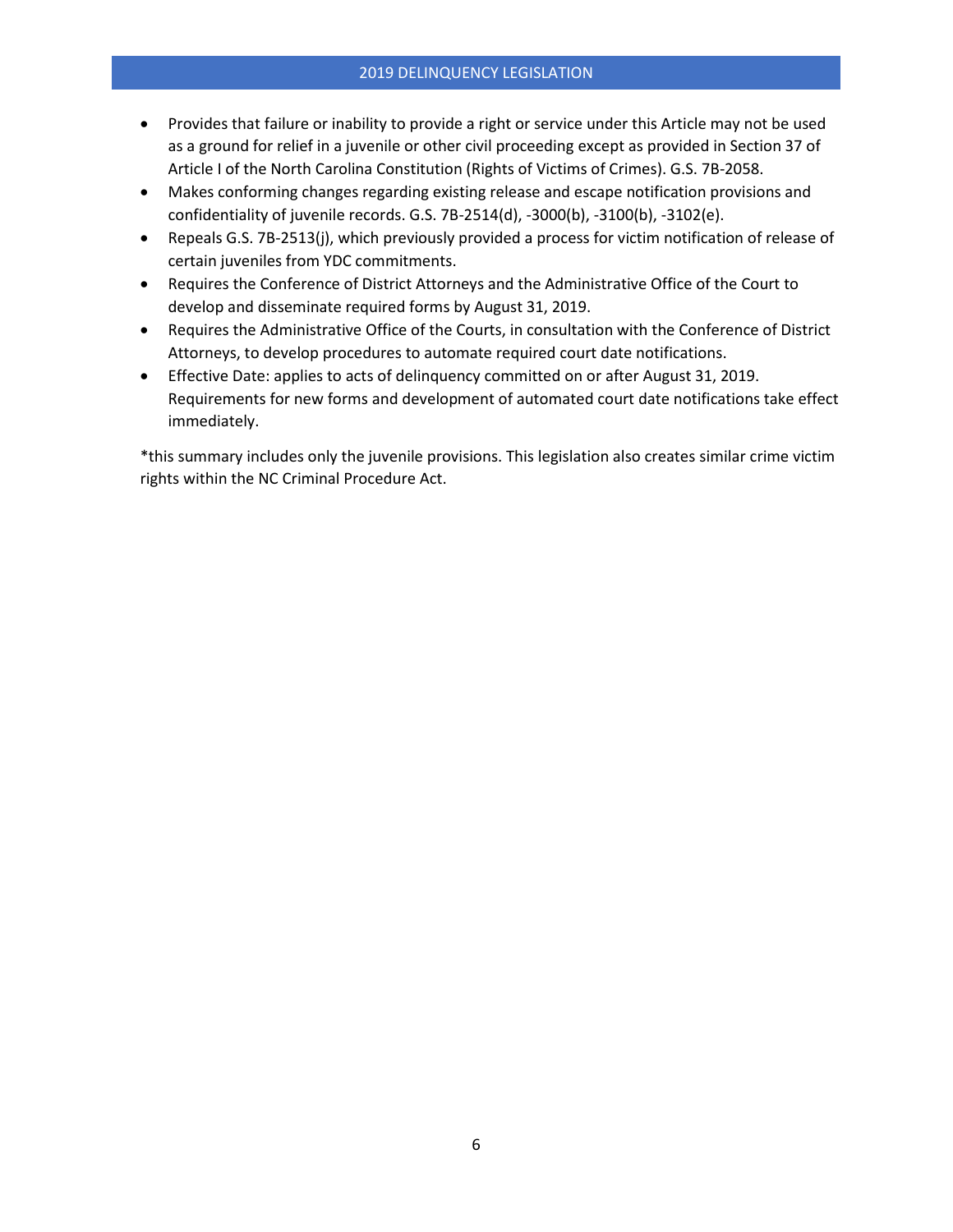- Provides that failure or inability to provide a right or service under this Article may not be used as a ground for relief in a juvenile or other civil proceeding except as provided in Section 37 of Article I of the North Carolina Constitution (Rights of Victims of Crimes). G.S. 7B-2058.
- Makes conforming changes regarding existing release and escape notification provisions and confidentiality of juvenile records. G.S. 7B-2514(d), -3000(b), -3100(b), -3102(e).
- Repeals G.S. 7B-2513(j), which previously provided a process for victim notification of release of certain juveniles from YDC commitments.
- Requires the Conference of District Attorneys and the Administrative Office of the Court to develop and disseminate required forms by August 31, 2019.
- Requires the Administrative Office of the Courts, in consultation with the Conference of District Attorneys, to develop procedures to automate required court date notifications.
- Effective Date: applies to acts of delinquency committed on or after August 31, 2019. Requirements for new forms and development of automated court date notifications take effect immediately.

*this summary includes only the juvenile provisions. This legislation also creates similar crime victim rights within the NC Criminal Procedure Act.